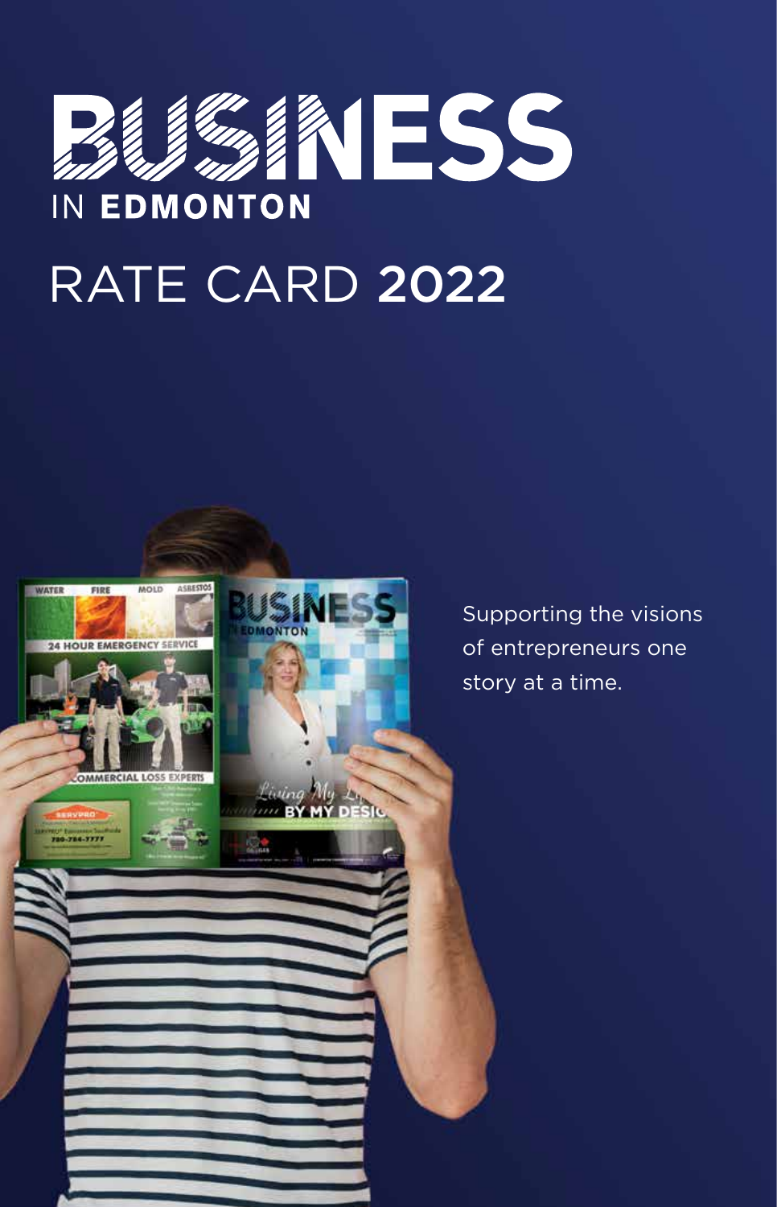# BUSINESS IN EDMONTON

## RATE CARD 2022

Supporting the visions of entrepreneurs one story at a time.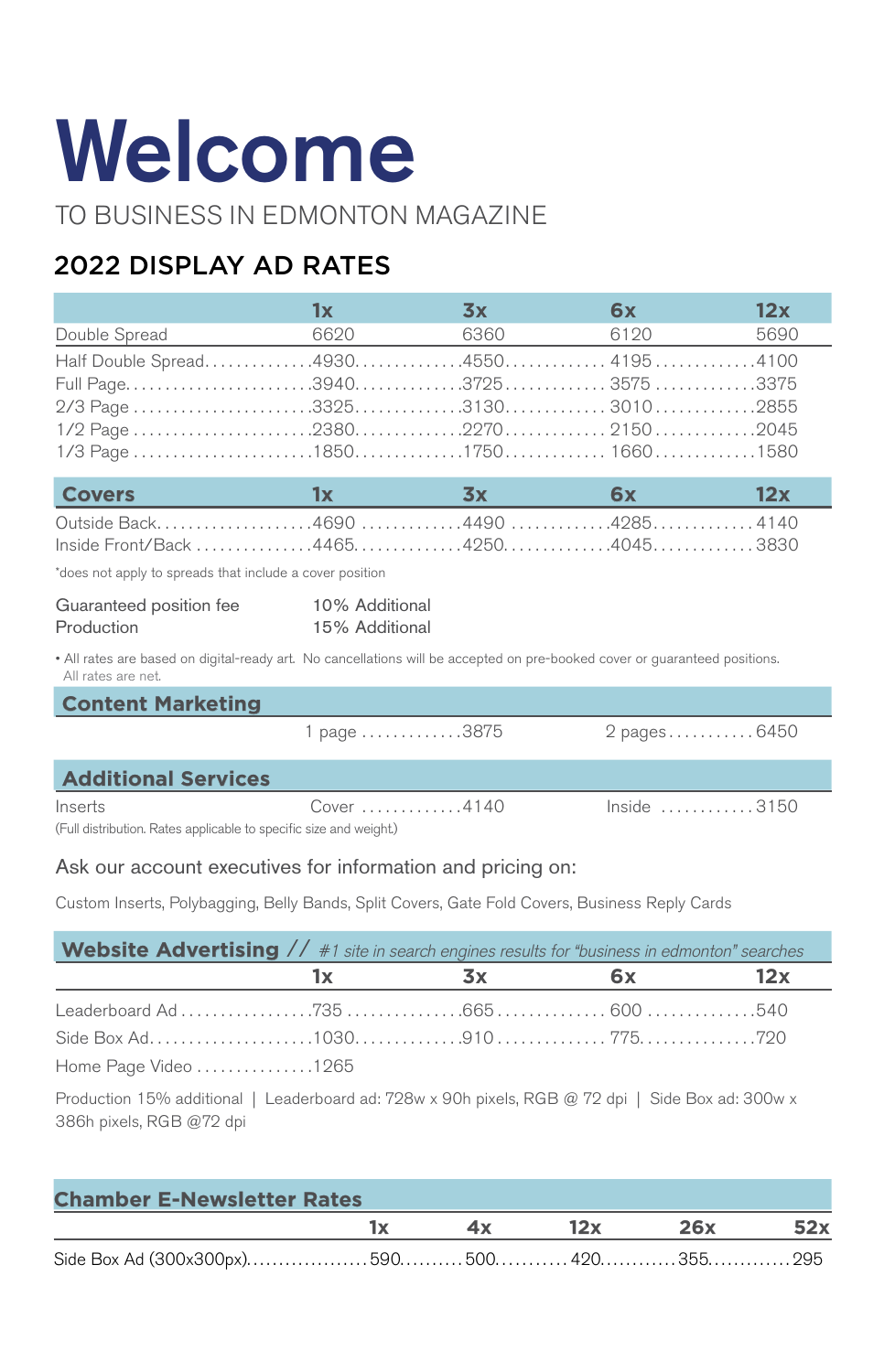# Welcome

TO BUSINESS IN EDMONTON MAGAZINE

## 2022 DISPLAY AD RATES

| | 1x | 3x | 6x | 12x |
|---|---|---|---|---|
| Double Spread | 6620 | 6360 | 6120 | 5690 |
| Half Double Spread | 4930 | 4550 | 4195 | 4100 |
| Full Page | 3940 | 3725 | 3575 | 3375 |
| 2/3 Page | 3325 | 3130 | 3010 | 2855 |
| 1/2 Page | 2380 | 2270 | 2150 | 2045 |
| 1/3 Page | 1850 | 1750 | 1660 | 1580 |

| Covers | 1x | 3x | 6x | 12x |
|---|---|---|---|---|
| Outside Back | 4690 | 4490 | 4285 | 4140 |
| Inside Front/Back | 4465 | 4250 | 4045 | 3830 |

*does not apply to spreads that include a cover position

| | |
|---|---|
| Guaranteed position fee | 10% Additional |
| Production | 15% Additional |

- All rates are based on digital-ready art. No cancellations will be accepted on pre-booked cover or guaranteed positions. All rates are net.

### Content Marketing

| | |
|---|---|
| 1 page | 3875 |
| 2 pages | 6450 |

### Additional Services

| | Cover | Inside |
|---|---|---|
| Inserts | 4140 | 3150 |

(Full distribution. Rates applicable to specific size and weight.)

Ask our account executives for information and pricing on:

Custom Inserts, Polybagging, Belly Bands, Split Covers, Gate Fold Covers, Business Reply Cards

### Website Advertising // *#1 site in search engines results for "business in edmonton" searches*

| | 1x | 3x | 6x | 12x |
|---|---|---|---|---|
| Leaderboard Ad | 735 | 665 | 600 | 540 |
| Side Box Ad | 1030 | 910 | 775 | 720 |
| Home Page Video | 1265 | | | |

Production 15% additional | Leaderboard ad: 728w x 90h pixels, RGB @ 72 dpi | Side Box ad: 300w x 386h pixels, RGB @72 dpi

### Chamber E-Newsletter Rates

| | 1x | 4x | 12x | 26x | 52x |
|---|---|---|---|---|---|
| Side Box Ad (300x300px) | 590 | 500 | 420 | 355 | 295 |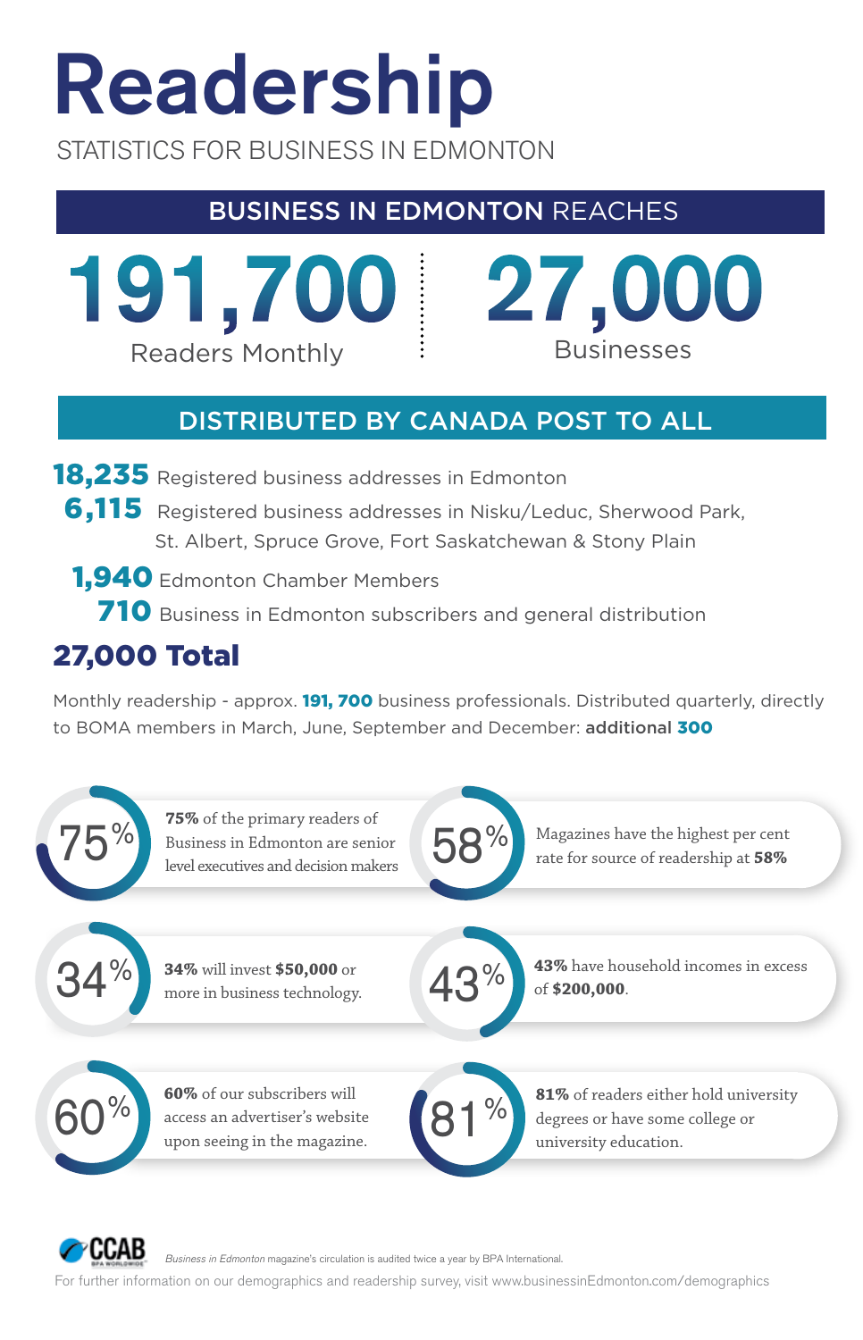# Readership

STATISTICS FOR BUSINESS IN EDMONTON

## BUSINESS IN EDMONTON REACHES

**191,700**
Readers Monthly

**27,000**
Businesses

## DISTRIBUTED BY CANADA POST TO ALL

**18,235** Registered business addresses in Edmonton

**6,115** Registered business addresses in Nisku/Leduc, Sherwood Park, St. Albert, Spruce Grove, Fort Saskatchewan & Stony Plain

**1,940** Edmonton Chamber Members

**710** Business in Edmonton subscribers and general distribution

### 27,000 Total

Monthly readership - approx. **191, 700** business professionals. Distributed quarterly, directly to BOMA members in March, June, September and December: **additional 300**

75% — **75%** of the primary readers of Business in Edmonton are senior level executives and decision makers

58% — Magazines have the highest per cent rate for source of readership at **58%**

34% — **34%** will invest **$50,000** or more in business technology.

43% — **43%** have household incomes in excess of **$200,000**.

60% — **60%** of our subscribers will access an advertiser's website upon seeing in the magazine.

81% — **81%** of readers either hold university degrees or have some college or university education.

CCAB BPA WORLDWIDE

*Business in Edmonton* magazine's circulation is audited twice a year by BPA International.

For further information on our demographics and readership survey, visit www.businessinEdmonton.com/demographics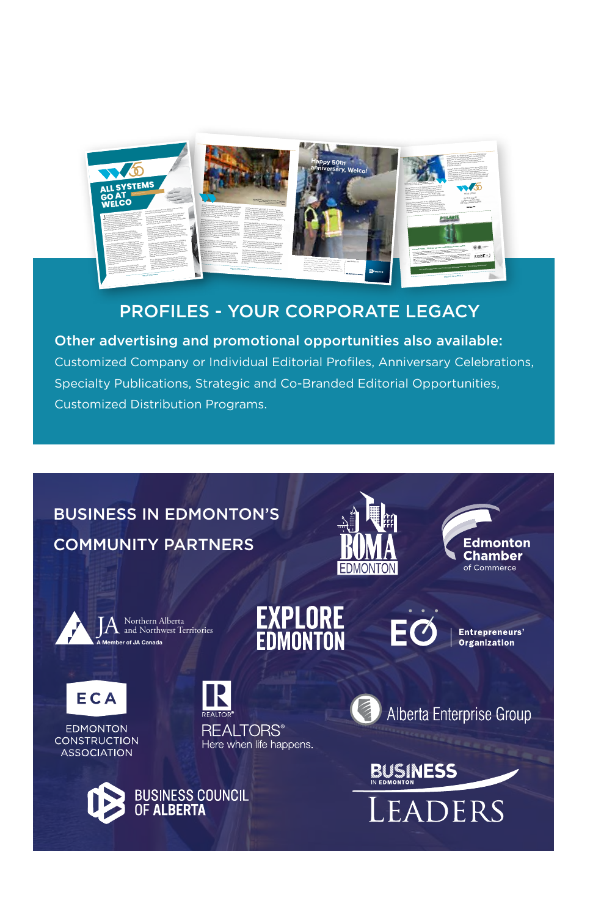## PROFILES - YOUR CORPORATE LEGACY

**Other advertising and promotional opportunities also available:**

Customized Company or Individual Editorial Profiles, Anniversary Celebrations, Specialty Publications, Strategic and Co-Branded Editorial Opportunities, Customized Distribution Programs.

## BUSINESS IN EDMONTON'S COMMUNITY PARTNERS

BOMA EDMONTON

Edmonton Chamber of Commerce

JA Northern Alberta and Northwest Territories – A Member of JA Canada

EXPLORE EDMONTON

EO Entrepreneurs' Organization

ECA EDMONTON CONSTRUCTION ASSOCIATION

REALTOR® REALTORS® Here when life happens.

Alberta Enterprise Group

BUSINESS COUNCIL OF ALBERTA

BUSINESS IN EDMONTON LEADERS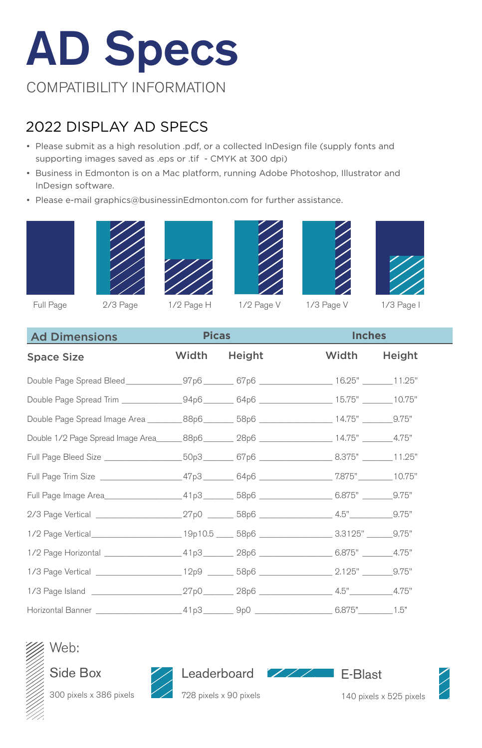# AD Specs

COMPATIBILITY INFORMATION

## 2022 DISPLAY AD SPECS

- Please submit as a high resolution .pdf, or a collected InDesign file (supply fonts and supporting images saved as .eps or .tif - CMYK at 300 dpi)
- Business in Edmonton is on a Mac platform, running Adobe Photoshop, Illustrator and InDesign software.
- Please e-mail graphics@businessinEdmonton.com for further assistance.

Full Page | 2/3 Page | 1/2 Page H | 1/2 Page V | 1/3 Page V | 1/3 Page I

| Ad Dimensions | Picas | | Inches | |
|---|---|---|---|---|
| **Space Size** | **Width** | **Height** | **Width** | **Height** |
| Double Page Spread Bleed | 97p6 | 67p6 | 16.25" | 11.25" |
| Double Page Spread Trim | 94p6 | 64p6 | 15.75" | 10.75" |
| Double Page Spread Image Area | 88p6 | 58p6 | 14.75" | 9.75" |
| Double 1/2 Page Spread Image Area | 88p6 | 28p6 | 14.75" | 4.75" |
| Full Page Bleed Size | 50p3 | 67p6 | 8.375" | 11.25" |
| Full Page Trim Size | 47p3 | 64p6 | 7.875" | 10.75" |
| Full Page Image Area | 41p3 | 58p6 | 6.875" | 9.75" |
| 2/3 Page Vertical | 27p0 | 58p6 | 4.5" | 9.75" |
| 1/2 Page Vertical | 19p10.5 | 58p6 | 3.3125" | 9.75" |
| 1/2 Page Horizontal | 41p3 | 28p6 | 6.875" | 4.75" |
| 1/3 Page Vertical | 12p9 | 58p6 | 2.125" | 9.75" |
| 1/3 Page Island | 27p0 | 28p6 | 4.5" | 4.75" |
| Horizontal Banner | 41p3 | 9p0 | 6.875" | 1.5" |

Web:

**Side Box**
300 pixels x 386 pixels

**Leaderboard**
728 pixels x 90 pixels

**E-Blast**
140 pixels x 525 pixels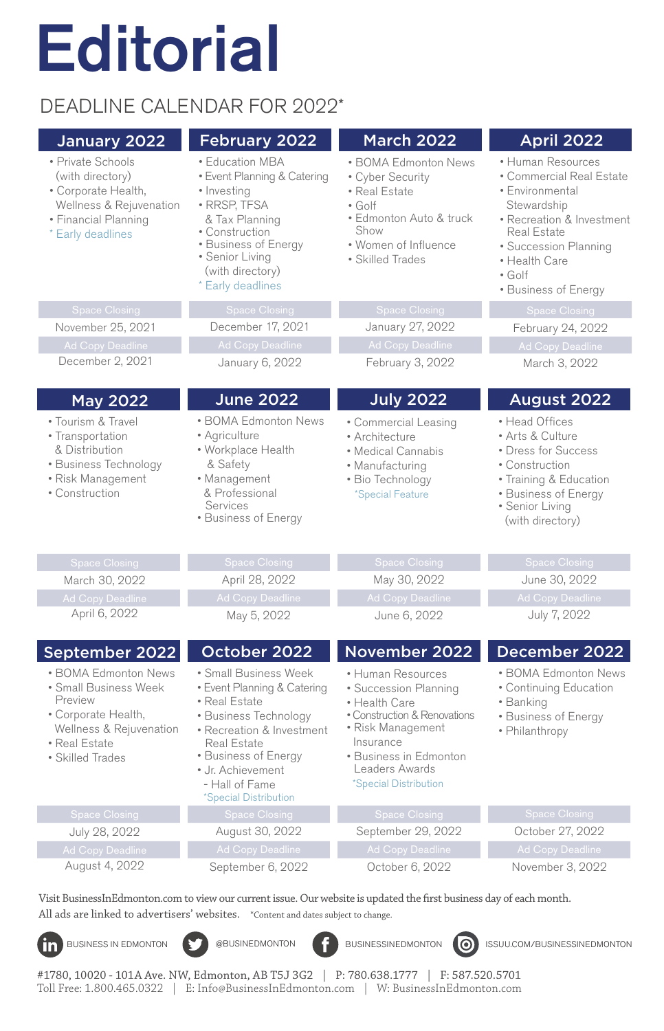# Editorial

## DEADLINE CALENDAR FOR 2022*

### January 2022

- Private Schools (with directory)
- Corporate Health, Wellness & Rejuvenation
- Financial Planning

* Early deadlines

Space Closing
November 25, 2021

Ad Copy Deadline
December 2, 2021

### February 2022

- Education MBA
- Event Planning & Catering
- Investing
- RRSP, TFSA & Tax Planning
- Construction
- Business of Energy
- Senior Living (with directory)

* Early deadlines

Space Closing
December 17, 2021

Ad Copy Deadline
January 6, 2022

### March 2022

- BOMA Edmonton News
- Cyber Security
- Real Estate
- Golf
- Edmonton Auto & truck Show
- Women of Influence
- Skilled Trades

Space Closing
January 27, 2022

Ad Copy Deadline
February 3, 2022

### April 2022

- Human Resources
- Commercial Real Estate
- Environmental Stewardship
- Recreation & Investment Real Estate
- Succession Planning
- Health Care
- Golf
- Business of Energy

Space Closing
February 24, 2022

Ad Copy Deadline
March 3, 2022

### May 2022

- Tourism & Travel
- Transportation & Distribution
- Business Technology
- Risk Management
- Construction

Space Closing
March 30, 2022

Ad Copy Deadline
April 6, 2022

### June 2022

- BOMA Edmonton News
- Agriculture
- Workplace Health & Safety
- Management & Professional Services
- Business of Energy

Space Closing
April 28, 2022

Ad Copy Deadline
May 5, 2022

### July 2022

- Commercial Leasing
- Architecture
- Medical Cannabis
- Manufacturing
- Bio Technology

*Special Feature

Space Closing
May 30, 2022

Ad Copy Deadline
June 6, 2022

### August 2022

- Head Offices
- Arts & Culture
- Dress for Success
- Construction
- Training & Education
- Business of Energy
- Senior Living (with directory)

Space Closing
June 30, 2022

Ad Copy Deadline
July 7, 2022

### September 2022

- BOMA Edmonton News
- Small Business Week Preview
- Corporate Health, Wellness & Rejuvenation
- Real Estate
- Skilled Trades

Space Closing
July 28, 2022

Ad Copy Deadline
August 4, 2022

### October 2022

- Small Business Week
- Event Planning & Catering
- Real Estate
- Business Technology
- Recreation & Investment Real Estate
- Business of Energy
- Jr. Achievement - Hall of Fame

*Special Distribution

Space Closing
August 30, 2022

Ad Copy Deadline
September 6, 2022

### November 2022

- Human Resources
- Succession Planning
- Health Care
- Construction & Renovations
- Risk Management Insurance
- Business in Edmonton Leaders Awards

*Special Distribution

Space Closing
September 29, 2022

Ad Copy Deadline
October 6, 2022

### December 2022

- BOMA Edmonton News
- Continuing Education
- Banking
- Business of Energy
- Philanthropy

Space Closing
October 27, 2022

Ad Copy Deadline
November 3, 2022

Visit BusinessInEdmonton.com to view our current issue. Our website is updated the first business day of each month. All ads are linked to advertisers' websites. *Content and dates subject to change.

BUSINESS IN EDMONTON | @BUSINEDMONTON | BUSINESSINEDMONTON | ISSUU.COM/BUSINESSINEDMONTON

#1780, 10020 - 101A Ave. NW, Edmonton, AB T5J 3G2 | P: 780.638.1777 | F: 587.520.5701
Toll Free: 1.800.465.0322 | E: Info@BusinessInEdmonton.com | W: BusinessInEdmonton.com